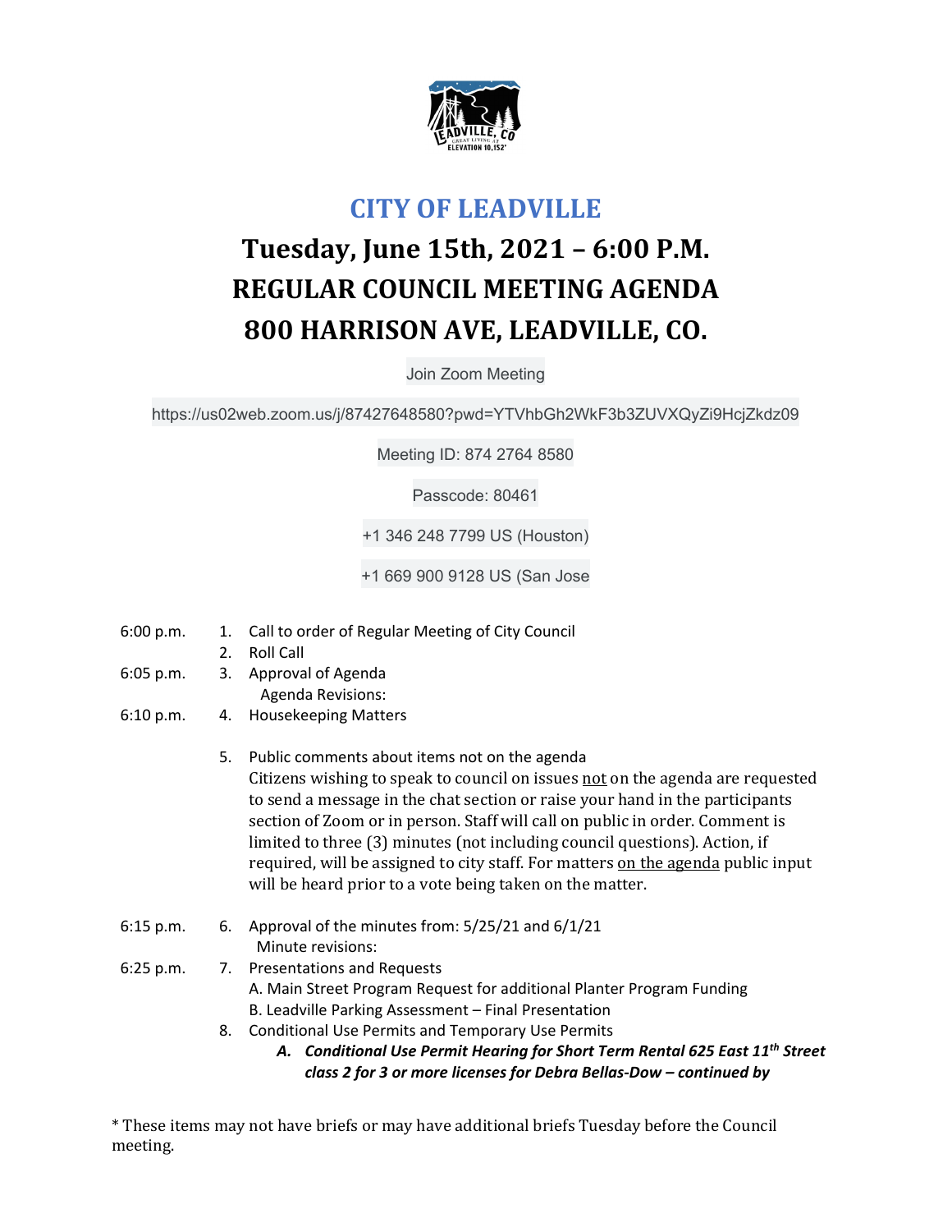# CITY OF LEADVILLE

## Tuesday, June 15th, 2021 – 6:00 P.M.
## REGULAR COUNCIL MEETING AGENDA
## 800 HARRISON AVE, LEADVILLE, CO.

Join Zoom Meeting

https://us02web.zoom.us/j/87427648580?pwd=YTVhbGh2WkF3b3ZUVXQyZi9HcjZkdz09

Meeting ID: 874 2764 8580

Passcode: 80461

+1 346 248 7799 US (Houston)

+1 669 900 9128 US (San Jose

6:00 p.m.
1. Call to order of Regular Meeting of City Council
2. Roll Call

6:05 p.m.
3. Approval of Agenda
   Agenda Revisions:

6:10 p.m.
4. Housekeeping Matters

5. Public comments about items not on the agenda
   Citizens wishing to speak to council on issues not on the agenda are requested to send a message in the chat section or raise your hand in the participants section of Zoom or in person. Staff will call on public in order. Comment is limited to three (3) minutes (not including council questions). Action, if required, will be assigned to city staff. For matters on the agenda public input will be heard prior to a vote being taken on the matter.

6:15 p.m.
6. Approval of the minutes from: 5/25/21 and 6/1/21
   Minute revisions:

6:25 p.m.
7. Presentations and Requests
   A. Main Street Program Request for additional Planter Program Funding
   B. Leadville Parking Assessment – Final Presentation
8. Conditional Use Permits and Temporary Use Permits
   ***A. Conditional Use Permit Hearing for Short Term Rental 625 East 11th Street class 2 for 3 or more licenses for Debra Bellas-Dow – continued by***

\* These items may not have briefs or may have additional briefs Tuesday before the Council meeting.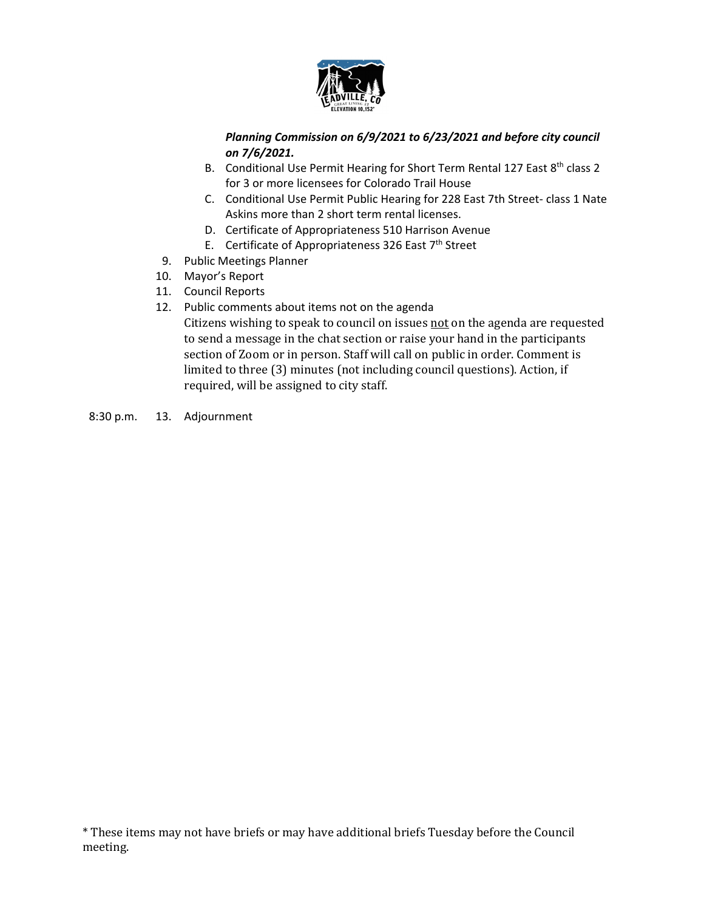***Planning Commission on 6/9/2021 to 6/23/2021 and before city council on 7/6/2021.***

   B. Conditional Use Permit Hearing for Short Term Rental 127 East 8th class 2 for 3 or more licensees for Colorado Trail House
   C. Conditional Use Permit Public Hearing for 228 East 7th Street- class 1 Nate Askins more than 2 short term rental licenses.
   D. Certificate of Appropriateness 510 Harrison Avenue
   E. Certificate of Appropriateness 326 East 7th Street

9. Public Meetings Planner
10. Mayor's Report
11. Council Reports
12. Public comments about items not on the agenda
    Citizens wishing to speak to council on issues not on the agenda are requested to send a message in the chat section or raise your hand in the participants section of Zoom or in person. Staff will call on public in order. Comment is limited to three (3) minutes (not including council questions). Action, if required, will be assigned to city staff.

8:30 p.m. 13. Adjournment

* These items may not have briefs or may have additional briefs Tuesday before the Council meeting.